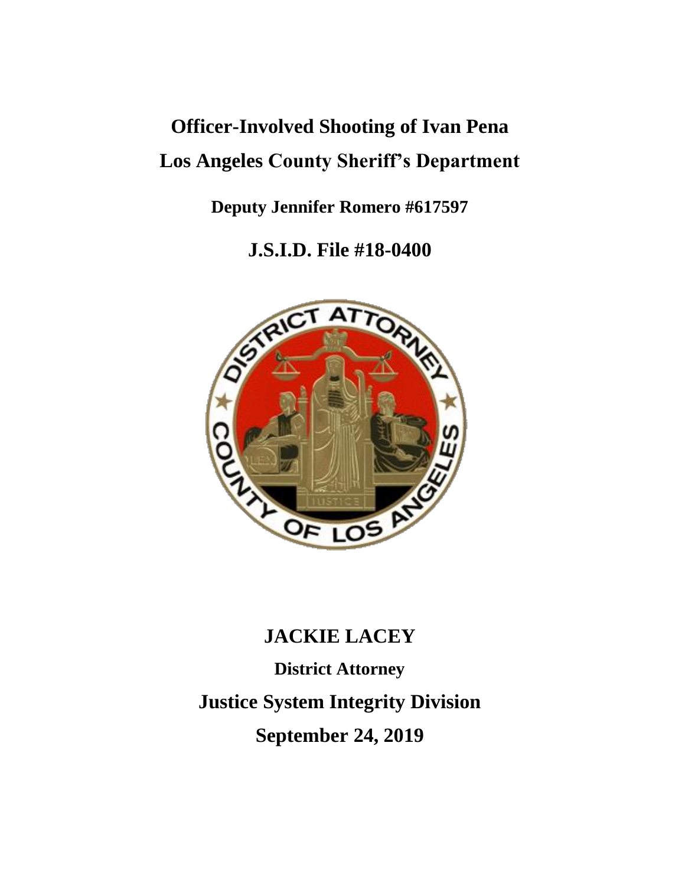# Officer-Involved Shooting of Ivan Pena

# Los Angeles County Sheriff's Department

**Deputy Jennifer Romero #617597**

## J.S.I.D. File #18-0400

## JACKIE LACEY

**District Attorney**

## Justice System Integrity Division

## September 24, 2019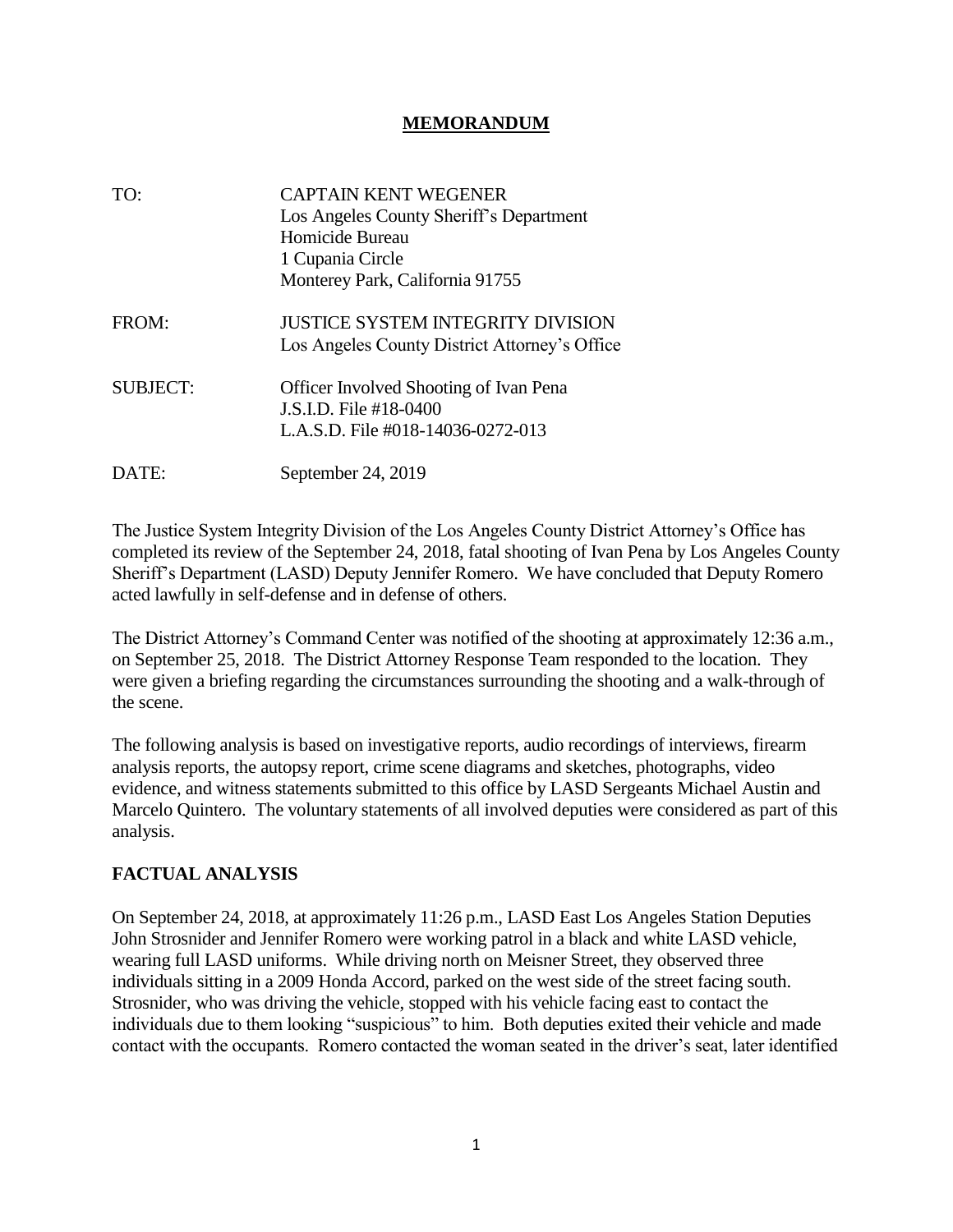# MEMORANDUM

| | |
|---|---|
| TO: | CAPTAIN KENT WEGENER<br>Los Angeles County Sheriff's Department<br>Homicide Bureau<br>1 Cupania Circle<br>Monterey Park, California 91755 |
| FROM: | JUSTICE SYSTEM INTEGRITY DIVISION<br>Los Angeles County District Attorney's Office |
| SUBJECT: | Officer Involved Shooting of Ivan Pena<br>J.S.I.D. File #18-0400<br>L.A.S.D. File #018-14036-0272-013 |
| DATE: | September 24, 2019 |

The Justice System Integrity Division of the Los Angeles County District Attorney's Office has completed its review of the September 24, 2018, fatal shooting of Ivan Pena by Los Angeles County Sheriff's Department (LASD) Deputy Jennifer Romero. We have concluded that Deputy Romero acted lawfully in self-defense and in defense of others.

The District Attorney's Command Center was notified of the shooting at approximately 12:36 a.m., on September 25, 2018. The District Attorney Response Team responded to the location. They were given a briefing regarding the circumstances surrounding the shooting and a walk-through of the scene.

The following analysis is based on investigative reports, audio recordings of interviews, firearm analysis reports, the autopsy report, crime scene diagrams and sketches, photographs, video evidence, and witness statements submitted to this office by LASD Sergeants Michael Austin and Marcelo Quintero. The voluntary statements of all involved deputies were considered as part of this analysis.

## FACTUAL ANALYSIS

On September 24, 2018, at approximately 11:26 p.m., LASD East Los Angeles Station Deputies John Strosnider and Jennifer Romero were working patrol in a black and white LASD vehicle, wearing full LASD uniforms. While driving north on Meisner Street, they observed three individuals sitting in a 2009 Honda Accord, parked on the west side of the street facing south. Strosnider, who was driving the vehicle, stopped with his vehicle facing east to contact the individuals due to them looking "suspicious" to him. Both deputies exited their vehicle and made contact with the occupants. Romero contacted the woman seated in the driver's seat, later identified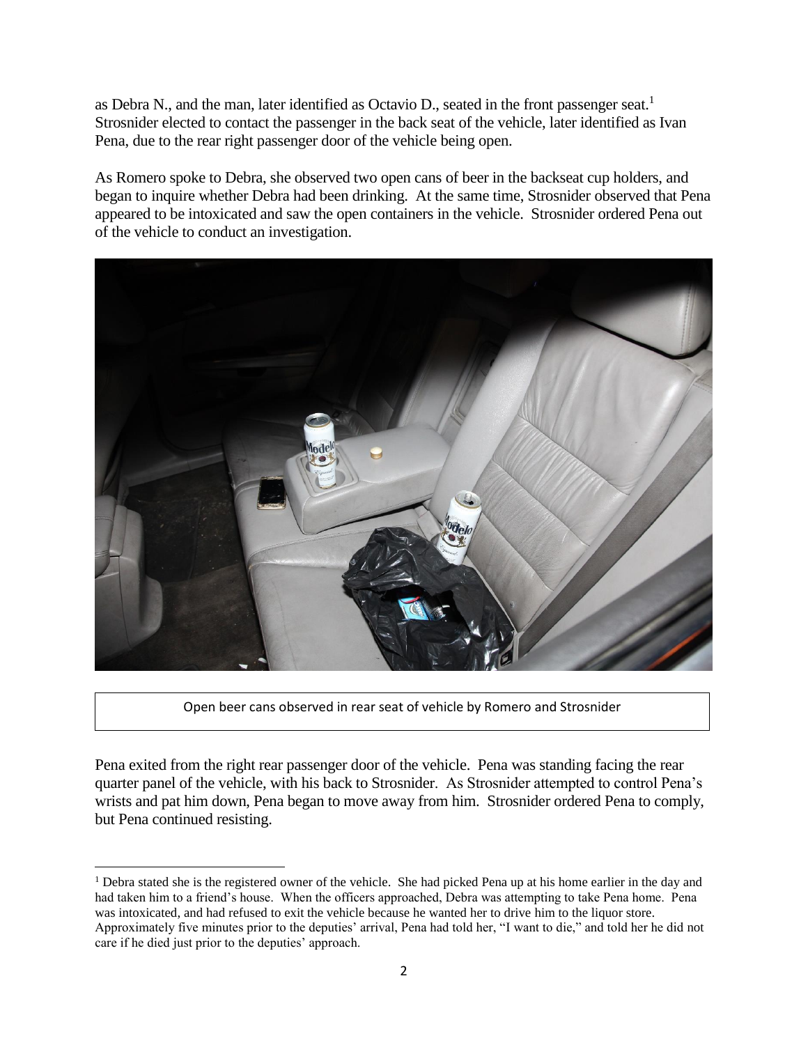as Debra N., and the man, later identified as Octavio D., seated in the front passenger seat.[1] Strosnider elected to contact the passenger in the back seat of the vehicle, later identified as Ivan Pena, due to the rear right passenger door of the vehicle being open.

As Romero spoke to Debra, she observed two open cans of beer in the backseat cup holders, and began to inquire whether Debra had been drinking. At the same time, Strosnider observed that Pena appeared to be intoxicated and saw the open containers in the vehicle. Strosnider ordered Pena out of the vehicle to conduct an investigation.

Open beer cans observed in rear seat of vehicle by Romero and Strosnider

Pena exited from the right rear passenger door of the vehicle. Pena was standing facing the rear quarter panel of the vehicle, with his back to Strosnider. As Strosnider attempted to control Pena's wrists and pat him down, Pena began to move away from him. Strosnider ordered Pena to comply, but Pena continued resisting.

[1] Debra stated she is the registered owner of the vehicle. She had picked Pena up at his home earlier in the day and had taken him to a friend's house. When the officers approached, Debra was attempting to take Pena home. Pena was intoxicated, and had refused to exit the vehicle because he wanted her to drive him to the liquor store. Approximately five minutes prior to the deputies' arrival, Pena had told her, "I want to die," and told her he did not care if he died just prior to the deputies' approach.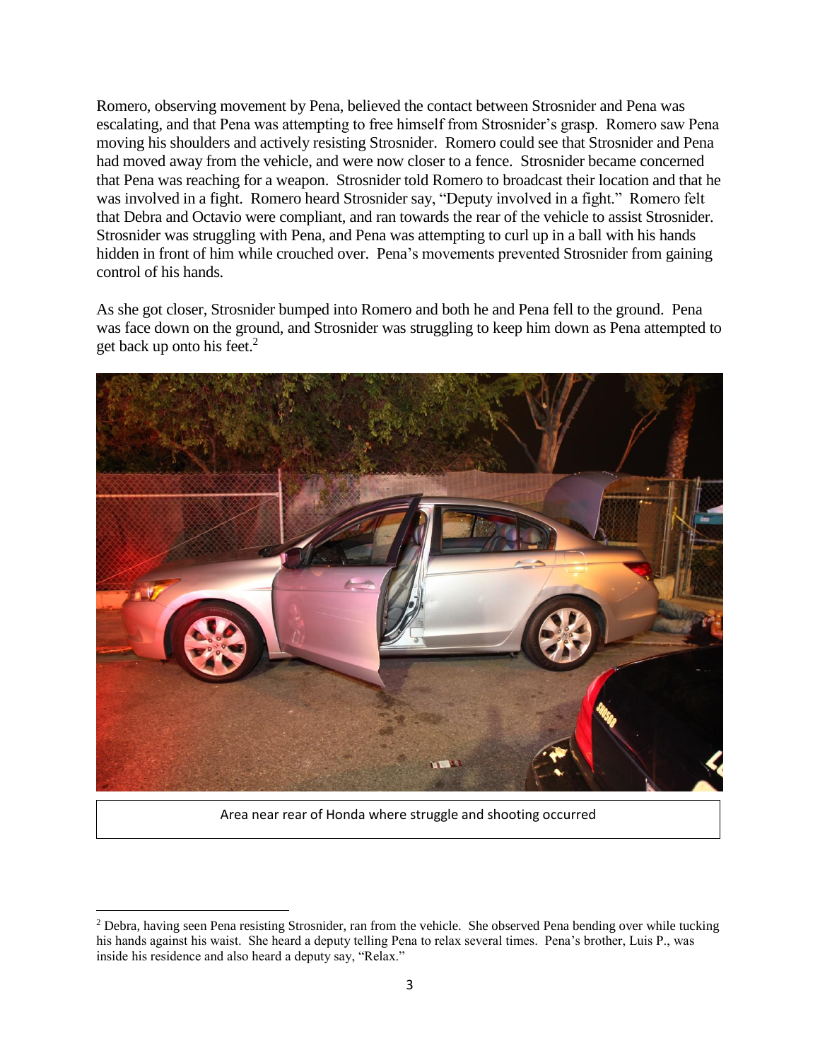Romero, observing movement by Pena, believed the contact between Strosnider and Pena was escalating, and that Pena was attempting to free himself from Strosnider's grasp. Romero saw Pena moving his shoulders and actively resisting Strosnider. Romero could see that Strosnider and Pena had moved away from the vehicle, and were now closer to a fence. Strosnider became concerned that Pena was reaching for a weapon. Strosnider told Romero to broadcast their location and that he was involved in a fight. Romero heard Strosnider say, "Deputy involved in a fight." Romero felt that Debra and Octavio were compliant, and ran towards the rear of the vehicle to assist Strosnider. Strosnider was struggling with Pena, and Pena was attempting to curl up in a ball with his hands hidden in front of him while crouched over. Pena's movements prevented Strosnider from gaining control of his hands.

As she got closer, Strosnider bumped into Romero and both he and Pena fell to the ground. Pena was face down on the ground, and Strosnider was struggling to keep him down as Pena attempted to get back up onto his feet.[2]

Area near rear of Honda where struggle and shooting occurred

[2] Debra, having seen Pena resisting Strosnider, ran from the vehicle. She observed Pena bending over while tucking his hands against his waist. She heard a deputy telling Pena to relax several times. Pena's brother, Luis P., was inside his residence and also heard a deputy say, "Relax."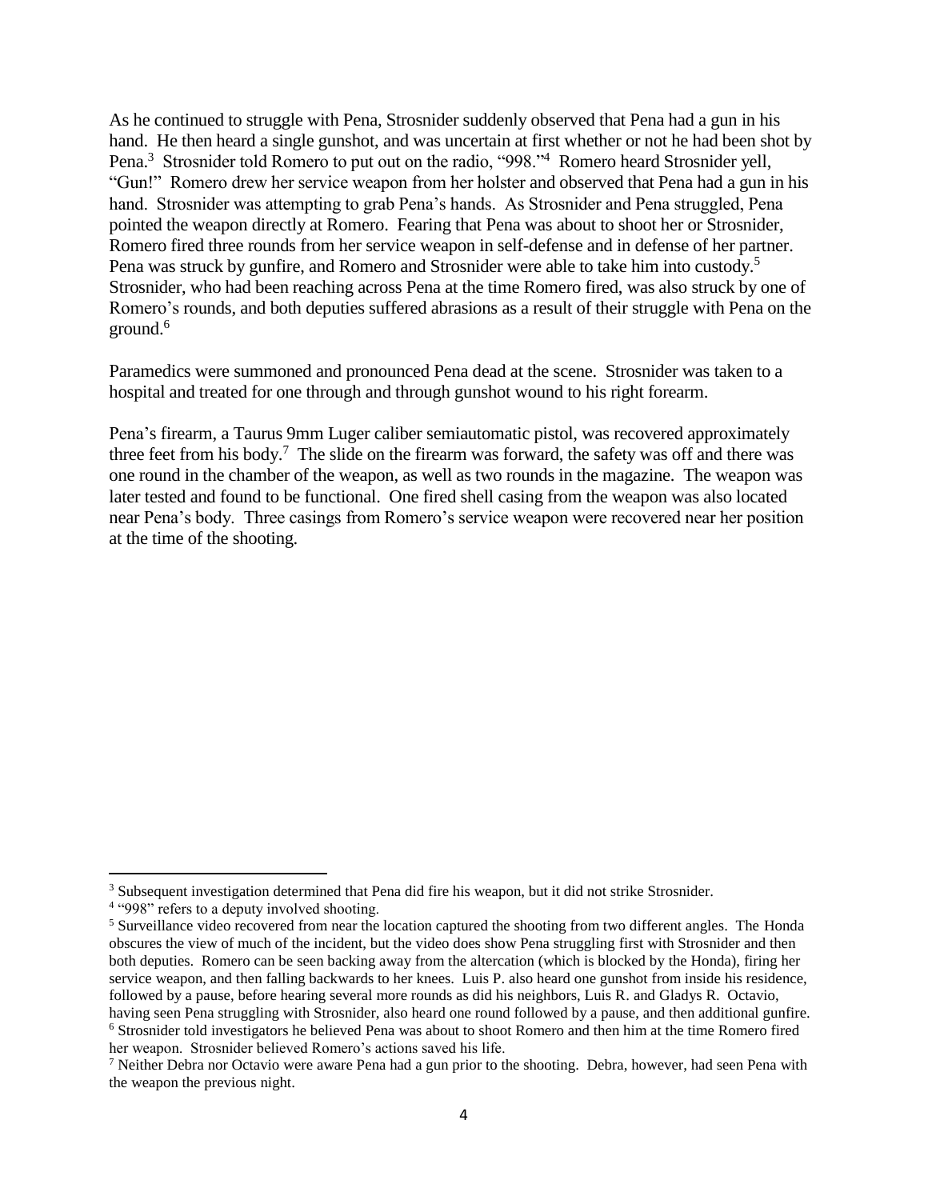As he continued to struggle with Pena, Strosnider suddenly observed that Pena had a gun in his hand. He then heard a single gunshot, and was uncertain at first whether or not he had been shot by Pena.[3] Strosnider told Romero to put out on the radio, "998."[4] Romero heard Strosnider yell, "Gun!" Romero drew her service weapon from her holster and observed that Pena had a gun in his hand. Strosnider was attempting to grab Pena's hands. As Strosnider and Pena struggled, Pena pointed the weapon directly at Romero. Fearing that Pena was about to shoot her or Strosnider, Romero fired three rounds from her service weapon in self-defense and in defense of her partner. Pena was struck by gunfire, and Romero and Strosnider were able to take him into custody.[5] Strosnider, who had been reaching across Pena at the time Romero fired, was also struck by one of Romero's rounds, and both deputies suffered abrasions as a result of their struggle with Pena on the ground.[6]

Paramedics were summoned and pronounced Pena dead at the scene. Strosnider was taken to a hospital and treated for one through and through gunshot wound to his right forearm.

Pena's firearm, a Taurus 9mm Luger caliber semiautomatic pistol, was recovered approximately three feet from his body.[7] The slide on the firearm was forward, the safety was off and there was one round in the chamber of the weapon, as well as two rounds in the magazine. The weapon was later tested and found to be functional. One fired shell casing from the weapon was also located near Pena's body. Three casings from Romero's service weapon were recovered near her position at the time of the shooting.

---

[3] Subsequent investigation determined that Pena did fire his weapon, but it did not strike Strosnider.

[4] "998" refers to a deputy involved shooting.

[5] Surveillance video recovered from near the location captured the shooting from two different angles. The Honda obscures the view of much of the incident, but the video does show Pena struggling first with Strosnider and then both deputies. Romero can be seen backing away from the altercation (which is blocked by the Honda), firing her service weapon, and then falling backwards to her knees. Luis P. also heard one gunshot from inside his residence, followed by a pause, before hearing several more rounds as did his neighbors, Luis R. and Gladys R. Octavio, having seen Pena struggling with Strosnider, also heard one round followed by a pause, and then additional gunfire.

[6] Strosnider told investigators he believed Pena was about to shoot Romero and then him at the time Romero fired her weapon. Strosnider believed Romero's actions saved his life.

[7] Neither Debra nor Octavio were aware Pena had a gun prior to the shooting. Debra, however, had seen Pena with the weapon the previous night.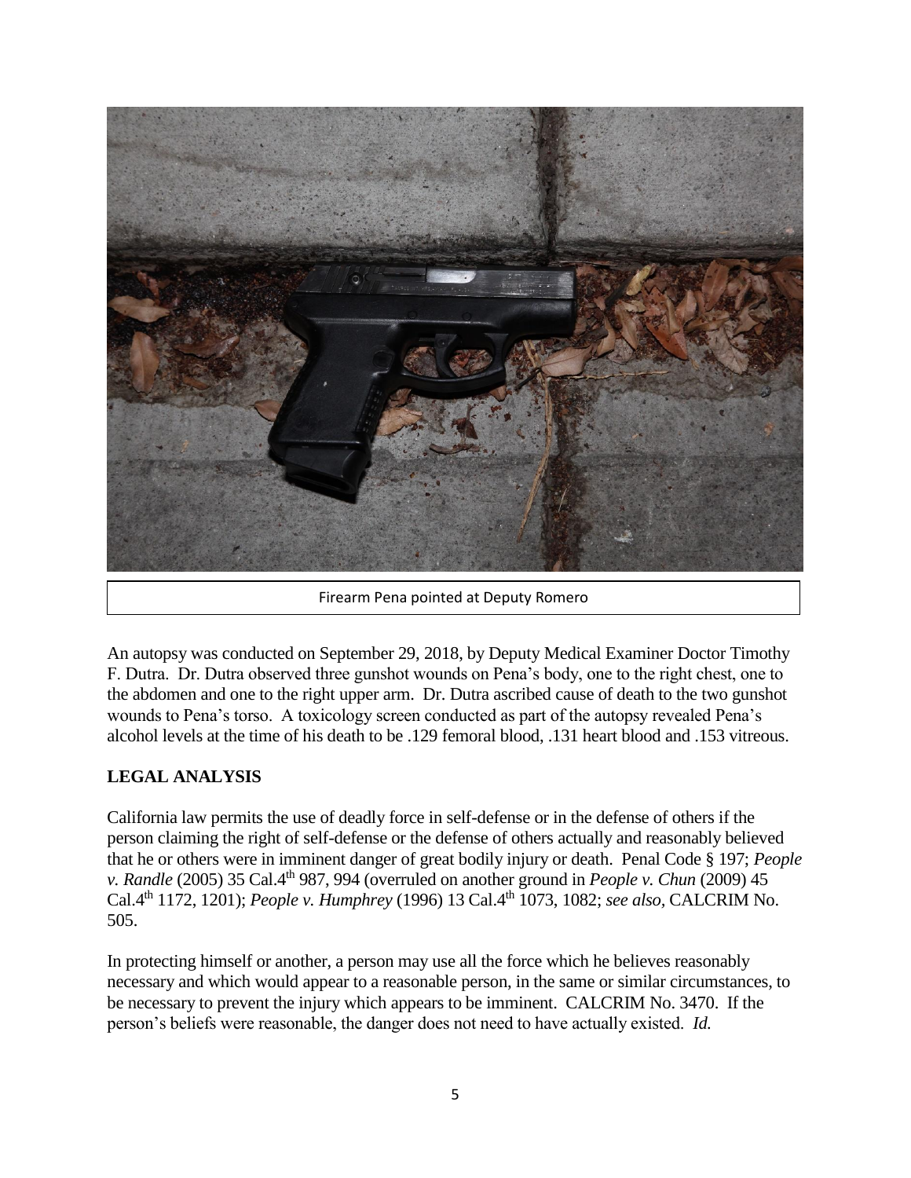Firearm Pena pointed at Deputy Romero

An autopsy was conducted on September 29, 2018, by Deputy Medical Examiner Doctor Timothy F. Dutra. Dr. Dutra observed three gunshot wounds on Pena's body, one to the right chest, one to the abdomen and one to the right upper arm. Dr. Dutra ascribed cause of death to the two gunshot wounds to Pena's torso. A toxicology screen conducted as part of the autopsy revealed Pena's alcohol levels at the time of his death to be .129 femoral blood, .131 heart blood and .153 vitreous.

## LEGAL ANALYSIS

California law permits the use of deadly force in self-defense or in the defense of others if the person claiming the right of self-defense or the defense of others actually and reasonably believed that he or others were in imminent danger of great bodily injury or death. Penal Code § 197; *People v. Randle* (2005) 35 Cal.4th 987, 994 (overruled on another ground in *People v. Chun* (2009) 45 Cal.4th 1172, 1201); *People v. Humphrey* (1996) 13 Cal.4th 1073, 1082; *see also*, CALCRIM No. 505.

In protecting himself or another, a person may use all the force which he believes reasonably necessary and which would appear to a reasonable person, in the same or similar circumstances, to be necessary to prevent the injury which appears to be imminent. CALCRIM No. 3470. If the person's beliefs were reasonable, the danger does not need to have actually existed. *Id.*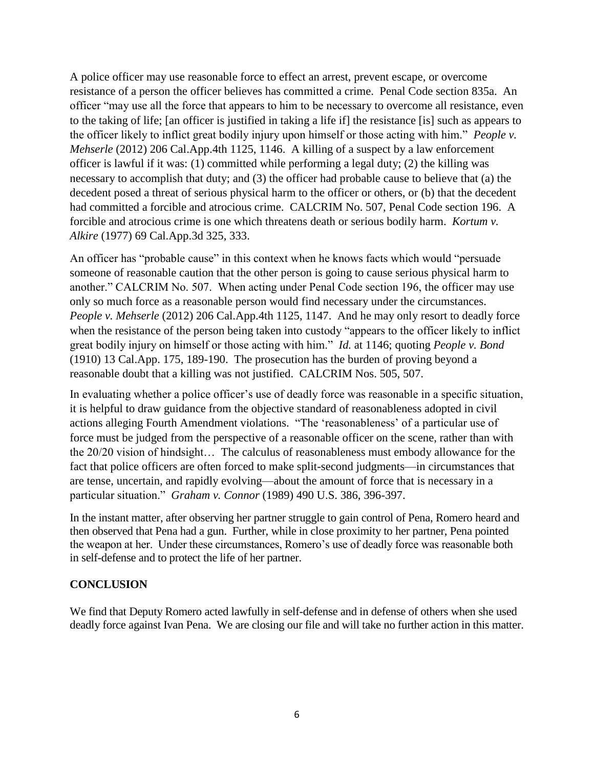A police officer may use reasonable force to effect an arrest, prevent escape, or overcome resistance of a person the officer believes has committed a crime. Penal Code section 835a. An officer "may use all the force that appears to him to be necessary to overcome all resistance, even to the taking of life; [an officer is justified in taking a life if] the resistance [is] such as appears to the officer likely to inflict great bodily injury upon himself or those acting with him." *People v. Mehserle* (2012) 206 Cal.App.4th 1125, 1146. A killing of a suspect by a law enforcement officer is lawful if it was: (1) committed while performing a legal duty; (2) the killing was necessary to accomplish that duty; and (3) the officer had probable cause to believe that (a) the decedent posed a threat of serious physical harm to the officer or others, or (b) that the decedent had committed a forcible and atrocious crime. CALCRIM No. 507, Penal Code section 196. A forcible and atrocious crime is one which threatens death or serious bodily harm. *Kortum v. Alkire* (1977) 69 Cal.App.3d 325, 333.

An officer has "probable cause" in this context when he knows facts which would "persuade someone of reasonable caution that the other person is going to cause serious physical harm to another." CALCRIM No. 507. When acting under Penal Code section 196, the officer may use only so much force as a reasonable person would find necessary under the circumstances. *People v. Mehserle* (2012) 206 Cal.App.4th 1125, 1147. And he may only resort to deadly force when the resistance of the person being taken into custody "appears to the officer likely to inflict great bodily injury on himself or those acting with him." *Id.* at 1146; quoting *People v. Bond* (1910) 13 Cal.App. 175, 189-190. The prosecution has the burden of proving beyond a reasonable doubt that a killing was not justified. CALCRIM Nos. 505, 507.

In evaluating whether a police officer's use of deadly force was reasonable in a specific situation, it is helpful to draw guidance from the objective standard of reasonableness adopted in civil actions alleging Fourth Amendment violations. "The 'reasonableness' of a particular use of force must be judged from the perspective of a reasonable officer on the scene, rather than with the 20/20 vision of hindsight… The calculus of reasonableness must embody allowance for the fact that police officers are often forced to make split-second judgments—in circumstances that are tense, uncertain, and rapidly evolving—about the amount of force that is necessary in a particular situation." *Graham v. Connor* (1989) 490 U.S. 386, 396-397.

In the instant matter, after observing her partner struggle to gain control of Pena, Romero heard and then observed that Pena had a gun. Further, while in close proximity to her partner, Pena pointed the weapon at her. Under these circumstances, Romero's use of deadly force was reasonable both in self-defense and to protect the life of her partner.

## CONCLUSION

We find that Deputy Romero acted lawfully in self-defense and in defense of others when she used deadly force against Ivan Pena. We are closing our file and will take no further action in this matter.